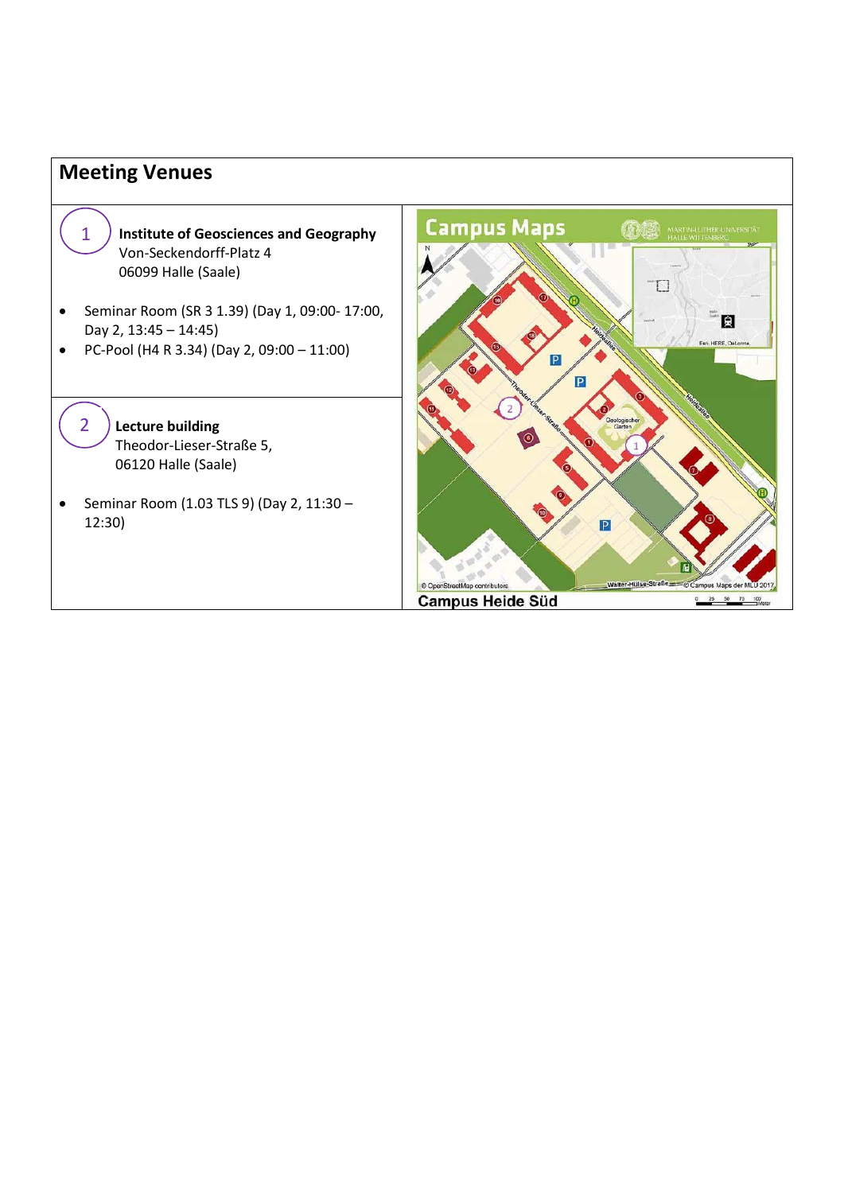## Meeting Venues

**1 Institute of Geosciences and Geography**
Von-Seckendorff-Platz 4
06099 Halle (Saale)

- Seminar Room (SR 3 1.39) (Day 1, 09:00- 17:00, Day 2, 13:45 – 14:45)
- PC-Pool (H4 R 3.34) (Day 2, 09:00 – 11:00)

**2 Lecture building**
Theodor-Lieser-Straße 5,
06120 Halle (Saale)

- Seminar Room (1.03 TLS 9) (Day 2, 11:30 – 12:30)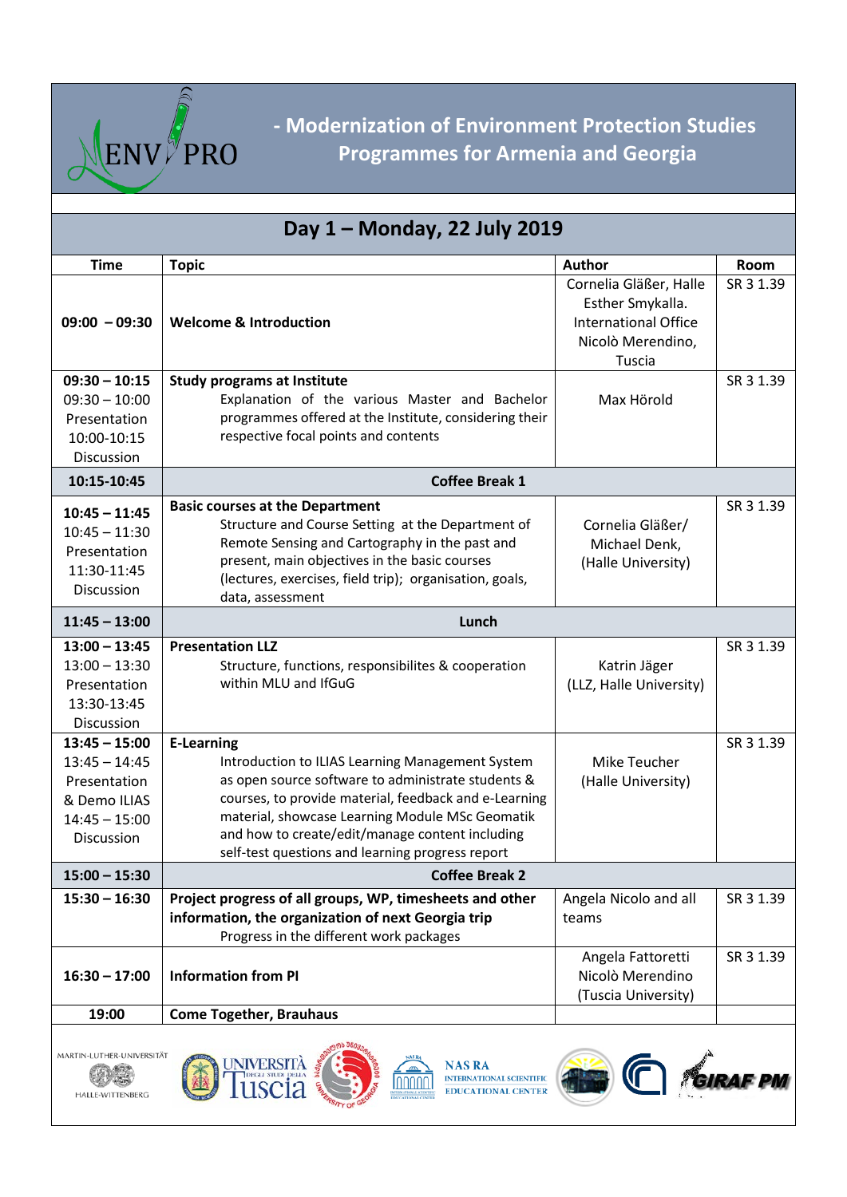# ENV PRO - Modernization of Environment Protection Studies Programmes for Armenia and Georgia

## Day 1 – Monday, 22 July 2019

| Time | Topic | Author | Room |
|---|---|---|---|
| **09:00 – 09:30** | **Welcome & Introduction** | Cornelia Gläßer, Halle Esther Smykalla. International Office Nicolò Merendino, Tuscia | SR 3 1.39 |
| **09:30 – 10:15** 09:30 – 10:00 Presentation 10:00-10:15 Discussion | **Study programs at Institute** Explanation of the various Master and Bachelor programmes offered at the Institute, considering their respective focal points and contents | Max Hörold | SR 3 1.39 |
| **10:15-10:45** | **Coffee Break 1** | | |
| **10:45 – 11:45** 10:45 – 11:30 Presentation 11:30-11:45 Discussion | **Basic courses at the Department** Structure and Course Setting at the Department of Remote Sensing and Cartography in the past and present, main objectives in the basic courses (lectures, exercises, field trip); organisation, goals, data, assessment | Cornelia Gläßer/ Michael Denk, (Halle University) | SR 3 1.39 |
| **11:45 – 13:00** | **Lunch** | | |
| **13:00 – 13:45** 13:00 – 13:30 Presentation 13:30-13:45 Discussion | **Presentation LLZ** Structure, functions, responsibilites & cooperation within MLU and IfGuG | Katrin Jäger (LLZ, Halle University) | SR 3 1.39 |
| **13:45 – 15:00** 13:45 – 14:45 Presentation & Demo ILIAS 14:45 – 15:00 Discussion | **E-Learning** Introduction to ILIAS Learning Management System as open source software to administrate students & courses, to provide material, feedback and e-Learning material, showcase Learning Module MSc Geomatik and how to create/edit/manage content including self-test questions and learning progress report | Mike Teucher (Halle University) | SR 3 1.39 |
| **15:00 – 15:30** | **Coffee Break 2** | | |
| **15:30 – 16:30** | **Project progress of all groups, WP, timesheets and other information, the organization of next Georgia trip** Progress in the different work packages | Angela Nicolo and all teams | SR 3 1.39 |
| **16:30 – 17:00** | **Information from PI** | Angela Fattoretti Nicolò Merendino (Tuscia University) | SR 3 1.39 |
| **19:00** | **Come Together, Brauhaus** | | |

MARTIN-LUTHER-UNIVERSITÄT HALLE-WITTENBERG · UNIVERSITÀ DEGLI STUDI DELLA Tuscia · UNIVERSITY OF GEORGIA · NAS RA INTERNATIONAL SCIENTIFIC EDUCATIONAL CENTER · GIRAF PM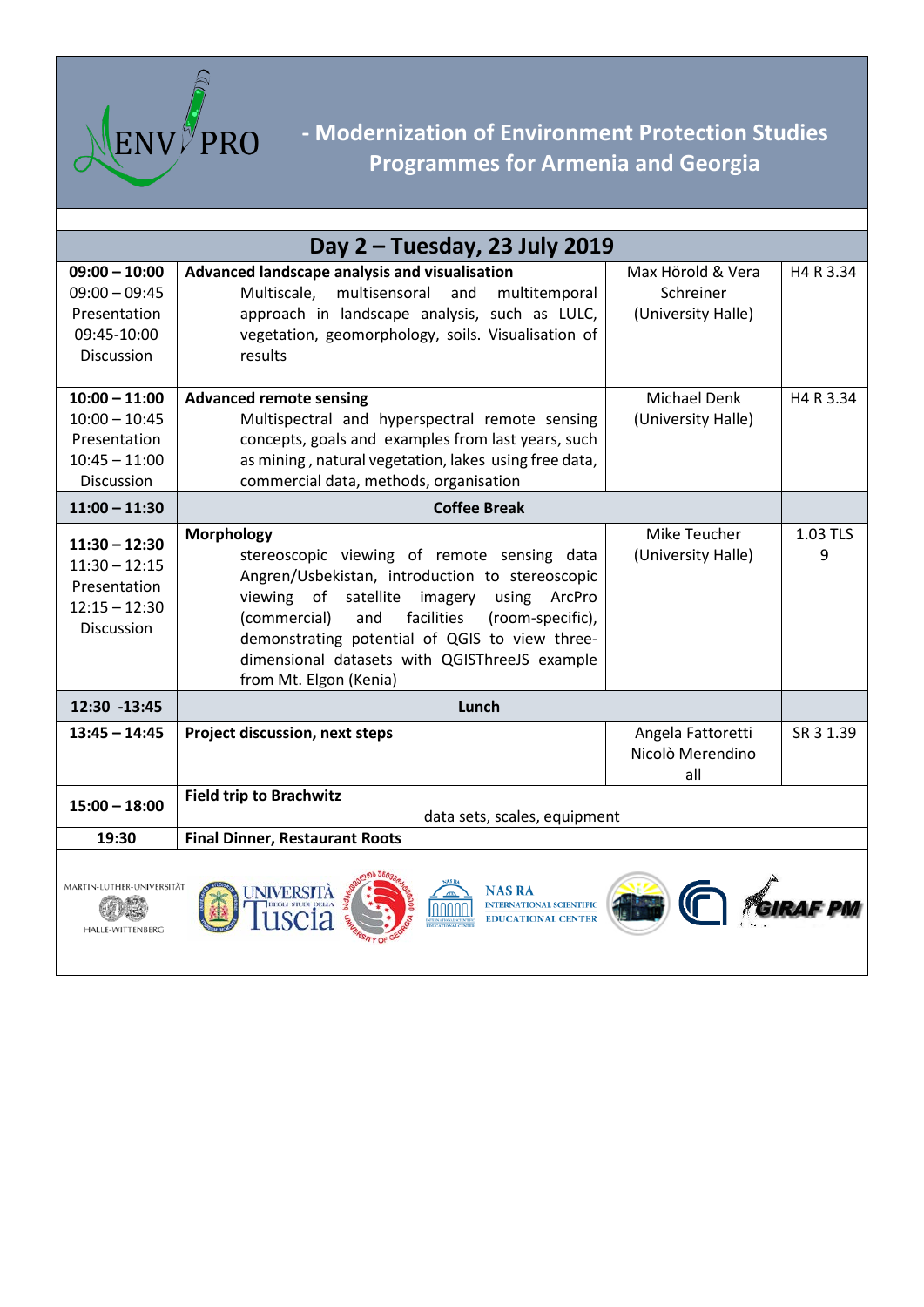# ENV PRO - Modernization of Environment Protection Studies Programmes for Armenia and Georgia

## Day 2 – Tuesday, 23 July 2019

| | | | |
|---|---|---|---|
| **09:00 – 10:00**<br>09:00 – 09:45 Presentation<br>09:45-10:00 Discussion | **Advanced landscape analysis and visualisation**<br>Multiscale, multisensoral and multitemporal approach in landscape analysis, such as LULC, vegetation, geomorphology, soils. Visualisation of results | Max Hörold & Vera Schreiner (University Halle) | H4 R 3.34 |
| **10:00 – 11:00**<br>10:00 – 10:45 Presentation<br>10:45 – 11:00 Discussion | **Advanced remote sensing**<br>Multispectral and hyperspectral remote sensing concepts, goals and examples from last years, such as mining , natural vegetation, lakes using free data, commercial data, methods, organisation | Michael Denk (University Halle) | H4 R 3.34 |
| **11:00 – 11:30** | **Coffee Break** | | |
| **11:30 – 12:30**<br>11:30 – 12:15 Presentation<br>12:15 – 12:30 Discussion | **Morphology**<br>stereoscopic viewing of remote sensing data Angren/Usbekistan, introduction to stereoscopic viewing of satellite imagery using ArcPro (commercial) and facilities (room-specific), demonstrating potential of QGIS to view three-dimensional datasets with QGISThreeJS example from Mt. Elgon (Kenia) | Mike Teucher (University Halle) | 1.03 TLS 9 |
| **12:30 -13:45** | **Lunch** | | |
| **13:45 – 14:45** | **Project discussion, next steps** | Angela Fattoretti<br>Nicolò Merendino<br>all | SR 3 1.39 |
| **15:00 – 18:00** | **Field trip to Brachwitz**<br>data sets, scales, equipment | | |
| **19:30** | **Final Dinner, Restaurant Roots** | | |

MARTIN-LUTHER-UNIVERSITÄT HALLE-WITTENBERG · UNIVERSITÀ DEGLI STUDI DELLA Tuscia · University of Georgia · NAS RA INTERNATIONAL SCIENTIFIC EDUCATIONAL CENTER · GIRAF PM